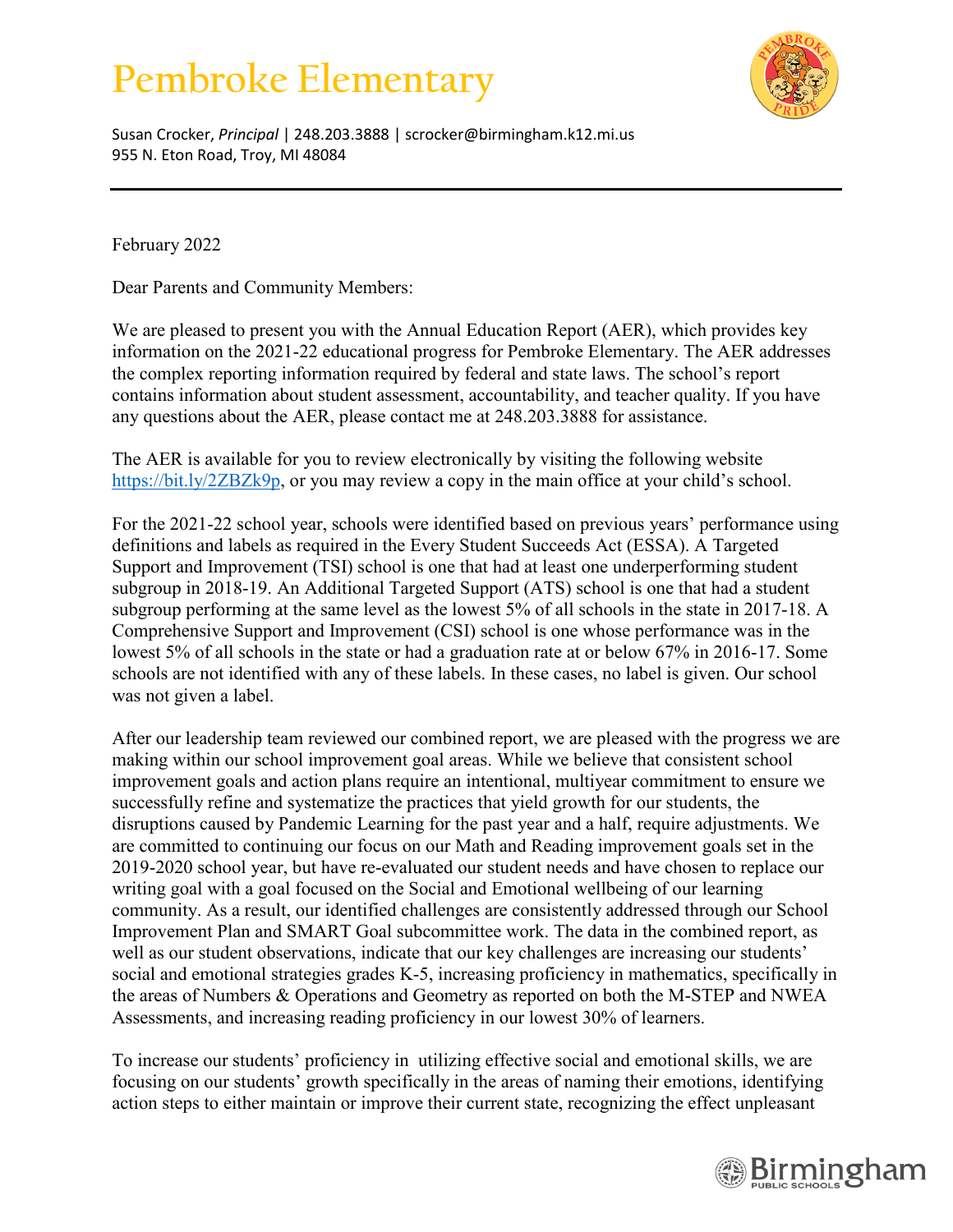# Pembroke Elementary

Susan Crocker, *Principal* | 248.203.3888 | scrocker@birmingham.k12.mi.us
955 N. Eton Road, Troy, MI 48084

---

February 2022

Dear Parents and Community Members:

We are pleased to present you with the Annual Education Report (AER), which provides key information on the 2021-22 educational progress for Pembroke Elementary. The AER addresses the complex reporting information required by federal and state laws. The school's report contains information about student assessment, accountability, and teacher quality. If you have any questions about the AER, please contact me at 248.203.3888 for assistance.

The AER is available for you to review electronically by visiting the following website https://bit.ly/2ZBZk9p, or you may review a copy in the main office at your child's school.

For the 2021-22 school year, schools were identified based on previous years' performance using definitions and labels as required in the Every Student Succeeds Act (ESSA). A Targeted Support and Improvement (TSI) school is one that had at least one underperforming student subgroup in 2018-19. An Additional Targeted Support (ATS) school is one that had a student subgroup performing at the same level as the lowest 5% of all schools in the state in 2017-18. A Comprehensive Support and Improvement (CSI) school is one whose performance was in the lowest 5% of all schools in the state or had a graduation rate at or below 67% in 2016-17. Some schools are not identified with any of these labels. In these cases, no label is given. Our school was not given a label.

After our leadership team reviewed our combined report, we are pleased with the progress we are making within our school improvement goal areas. While we believe that consistent school improvement goals and action plans require an intentional, multiyear commitment to ensure we successfully refine and systematize the practices that yield growth for our students, the disruptions caused by Pandemic Learning for the past year and a half, require adjustments. We are committed to continuing our focus on our Math and Reading improvement goals set in the 2019-2020 school year, but have re-evaluated our student needs and have chosen to replace our writing goal with a goal focused on the Social and Emotional wellbeing of our learning community. As a result, our identified challenges are consistently addressed through our School Improvement Plan and SMART Goal subcommittee work. The data in the combined report, as well as our student observations, indicate that our key challenges are increasing our students' social and emotional strategies grades K-5, increasing proficiency in mathematics, specifically in the areas of Numbers & Operations and Geometry as reported on both the M-STEP and NWEA Assessments, and increasing reading proficiency in our lowest 30% of learners.

To increase our students' proficiency in utilizing effective social and emotional skills, we are focusing on our students' growth specifically in the areas of naming their emotions, identifying action steps to either maintain or improve their current state, recognizing the effect unpleasant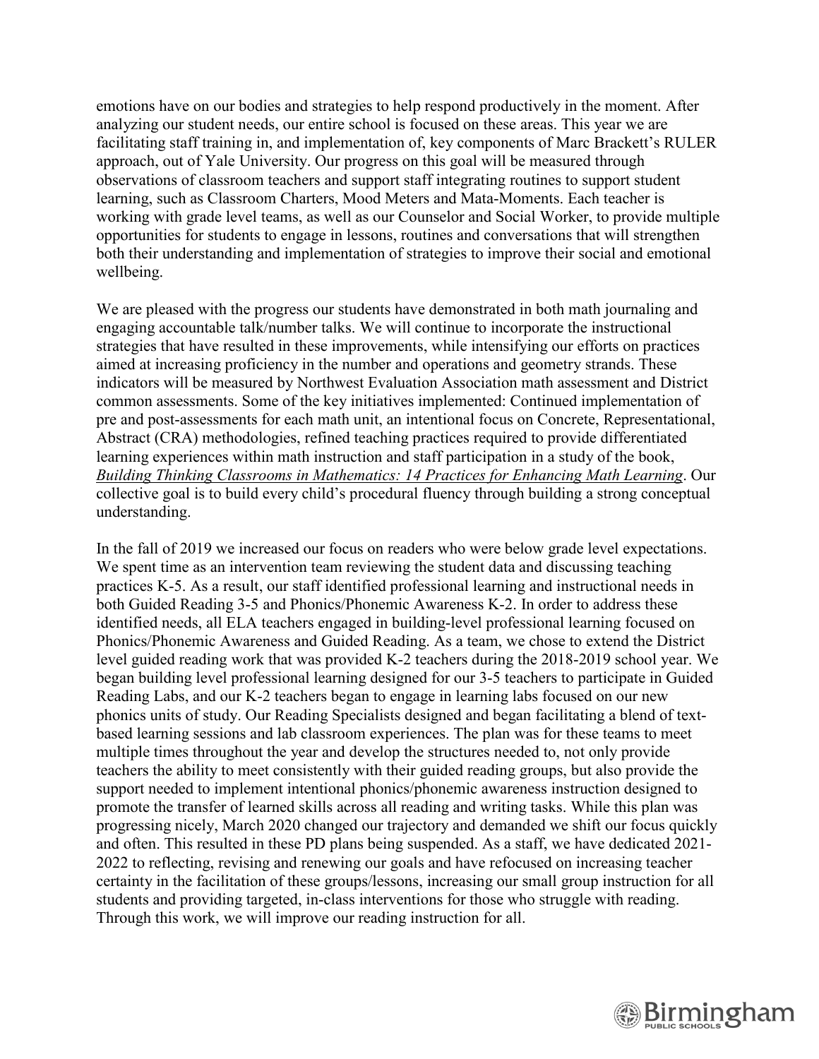emotions have on our bodies and strategies to help respond productively in the moment. After analyzing our student needs, our entire school is focused on these areas. This year we are facilitating staff training in, and implementation of, key components of Marc Brackett's RULER approach, out of Yale University. Our progress on this goal will be measured through observations of classroom teachers and support staff integrating routines to support student learning, such as Classroom Charters, Mood Meters and Mata-Moments. Each teacher is working with grade level teams, as well as our Counselor and Social Worker, to provide multiple opportunities for students to engage in lessons, routines and conversations that will strengthen both their understanding and implementation of strategies to improve their social and emotional wellbeing.

We are pleased with the progress our students have demonstrated in both math journaling and engaging accountable talk/number talks. We will continue to incorporate the instructional strategies that have resulted in these improvements, while intensifying our efforts on practices aimed at increasing proficiency in the number and operations and geometry strands. These indicators will be measured by Northwest Evaluation Association math assessment and District common assessments. Some of the key initiatives implemented: Continued implementation of pre and post-assessments for each math unit, an intentional focus on Concrete, Representational, Abstract (CRA) methodologies, refined teaching practices required to provide differentiated learning experiences within math instruction and staff participation in a study of the book, *Building Thinking Classrooms in Mathematics: 14 Practices for Enhancing Math Learning*. Our collective goal is to build every child's procedural fluency through building a strong conceptual understanding.

In the fall of 2019 we increased our focus on readers who were below grade level expectations. We spent time as an intervention team reviewing the student data and discussing teaching practices K-5. As a result, our staff identified professional learning and instructional needs in both Guided Reading 3-5 and Phonics/Phonemic Awareness K-2. In order to address these identified needs, all ELA teachers engaged in building-level professional learning focused on Phonics/Phonemic Awareness and Guided Reading. As a team, we chose to extend the District level guided reading work that was provided K-2 teachers during the 2018-2019 school year. We began building level professional learning designed for our 3-5 teachers to participate in Guided Reading Labs, and our K-2 teachers began to engage in learning labs focused on our new phonics units of study. Our Reading Specialists designed and began facilitating a blend of text-based learning sessions and lab classroom experiences. The plan was for these teams to meet multiple times throughout the year and develop the structures needed to, not only provide teachers the ability to meet consistently with their guided reading groups, but also provide the support needed to implement intentional phonics/phonemic awareness instruction designed to promote the transfer of learned skills across all reading and writing tasks. While this plan was progressing nicely, March 2020 changed our trajectory and demanded we shift our focus quickly and often. This resulted in these PD plans being suspended. As a staff, we have dedicated 2021-2022 to reflecting, revising and renewing our goals and have refocused on increasing teacher certainty in the facilitation of these groups/lessons, increasing our small group instruction for all students and providing targeted, in-class interventions for those who struggle with reading. Through this work, we will improve our reading instruction for all.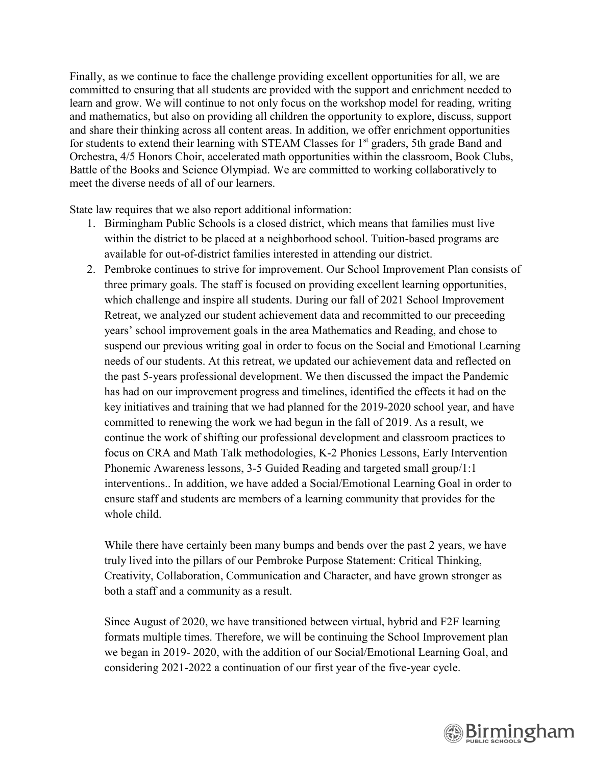Finally, as we continue to face the challenge providing excellent opportunities for all, we are committed to ensuring that all students are provided with the support and enrichment needed to learn and grow. We will continue to not only focus on the workshop model for reading, writing and mathematics, but also on providing all children the opportunity to explore, discuss, support and share their thinking across all content areas. In addition, we offer enrichment opportunities for students to extend their learning with STEAM Classes for 1st graders, 5th grade Band and Orchestra, 4/5 Honors Choir, accelerated math opportunities within the classroom, Book Clubs, Battle of the Books and Science Olympiad. We are committed to working collaboratively to meet the diverse needs of all of our learners.

State law requires that we also report additional information:

1. Birmingham Public Schools is a closed district, which means that families must live within the district to be placed at a neighborhood school. Tuition-based programs are available for out-of-district families interested in attending our district.
2. Pembroke continues to strive for improvement. Our School Improvement Plan consists of three primary goals. The staff is focused on providing excellent learning opportunities, which challenge and inspire all students. During our fall of 2021 School Improvement Retreat, we analyzed our student achievement data and recommitted to our preceeding years' school improvement goals in the area Mathematics and Reading, and chose to suspend our previous writing goal in order to focus on the Social and Emotional Learning needs of our students. At this retreat, we updated our achievement data and reflected on the past 5-years professional development. We then discussed the impact the Pandemic has had on our improvement progress and timelines, identified the effects it had on the key initiatives and training that we had planned for the 2019-2020 school year, and have committed to renewing the work we had begun in the fall of 2019. As a result, we continue the work of shifting our professional development and classroom practices to focus on CRA and Math Talk methodologies, K-2 Phonics Lessons, Early Intervention Phonemic Awareness lessons, 3-5 Guided Reading and targeted small group/1:1 interventions.. In addition, we have added a Social/Emotional Learning Goal in order to ensure staff and students are members of a learning community that provides for the whole child.

   While there have certainly been many bumps and bends over the past 2 years, we have truly lived into the pillars of our Pembroke Purpose Statement: Critical Thinking, Creativity, Collaboration, Communication and Character, and have grown stronger as both a staff and a community as a result.

   Since August of 2020, we have transitioned between virtual, hybrid and F2F learning formats multiple times. Therefore, we will be continuing the School Improvement plan we began in 2019- 2020, with the addition of our Social/Emotional Learning Goal, and considering 2021-2022 a continuation of our first year of the five-year cycle.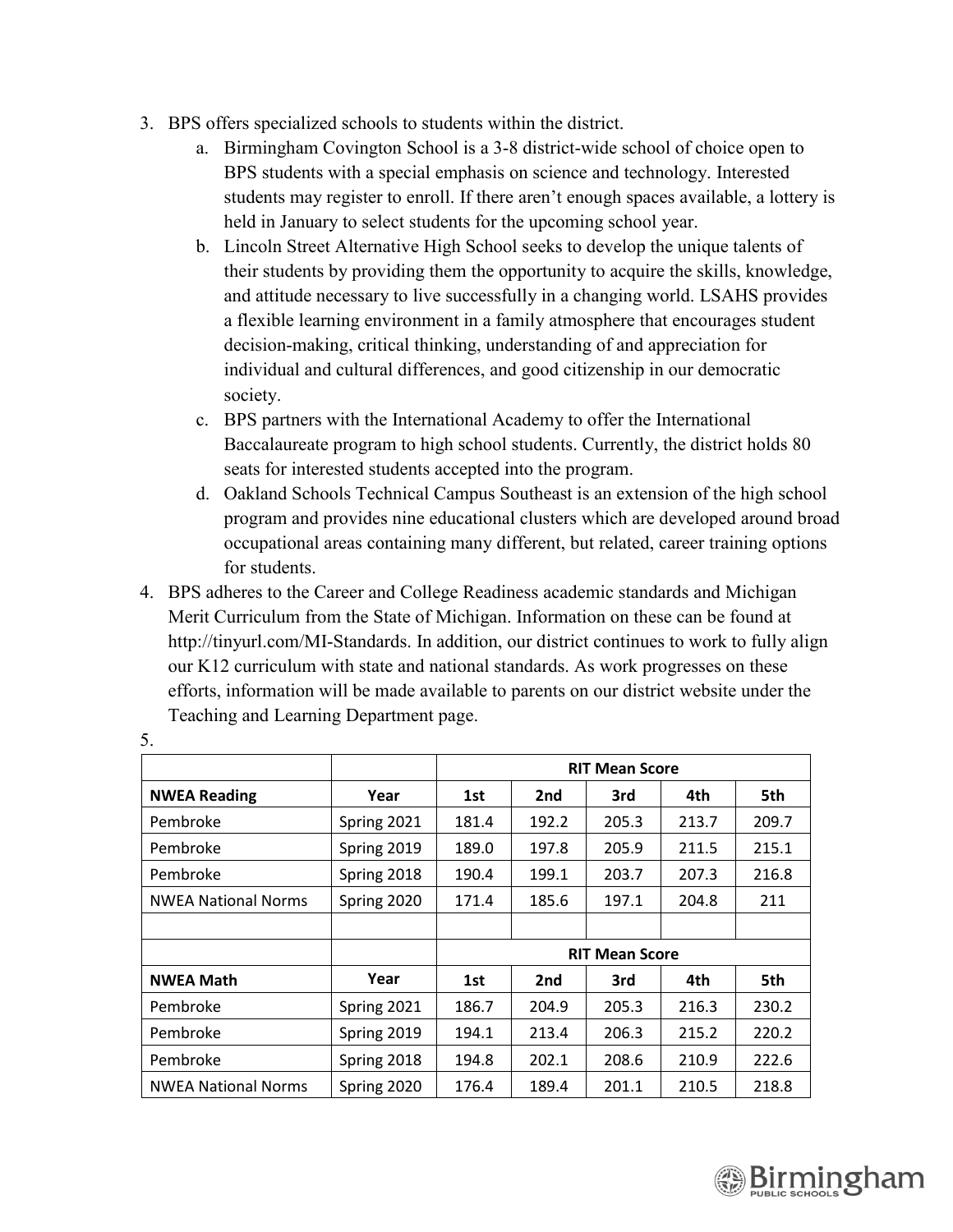3. BPS offers specialized schools to students within the district.
    a. Birmingham Covington School is a 3-8 district-wide school of choice open to BPS students with a special emphasis on science and technology. Interested students may register to enroll. If there aren't enough spaces available, a lottery is held in January to select students for the upcoming school year.
    b. Lincoln Street Alternative High School seeks to develop the unique talents of their students by providing them the opportunity to acquire the skills, knowledge, and attitude necessary to live successfully in a changing world. LSAHS provides a flexible learning environment in a family atmosphere that encourages student decision-making, critical thinking, understanding of and appreciation for individual and cultural differences, and good citizenship in our democratic society.
    c. BPS partners with the International Academy to offer the International Baccalaureate program to high school students. Currently, the district holds 80 seats for interested students accepted into the program.
    d. Oakland Schools Technical Campus Southeast is an extension of the high school program and provides nine educational clusters which are developed around broad occupational areas containing many different, but related, career training options for students.
4. BPS adheres to the Career and College Readiness academic standards and Michigan Merit Curriculum from the State of Michigan. Information on these can be found at http://tinyurl.com/MI-Standards. In addition, our district continues to work to fully align our K12 curriculum with state and national standards. As work progresses on these efforts, information will be made available to parents on our district website under the Teaching and Learning Department page.
5.

| | | RIT Mean Score | | | | |
|---|---|---|---|---|---|---|
| **NWEA Reading** | **Year** | **1st** | **2nd** | **3rd** | **4th** | **5th** |
| Pembroke | Spring 2021 | 181.4 | 192.2 | 205.3 | 213.7 | 209.7 |
| Pembroke | Spring 2019 | 189.0 | 197.8 | 205.9 | 211.5 | 215.1 |
| Pembroke | Spring 2018 | 190.4 | 199.1 | 203.7 | 207.3 | 216.8 |
| NWEA National Norms | Spring 2020 | 171.4 | 185.6 | 197.1 | 204.8 | 211 |
| | | | | | | |
| | | **RIT Mean Score** | | | | |
| **NWEA Math** | **Year** | **1st** | **2nd** | **3rd** | **4th** | **5th** |
| Pembroke | Spring 2021 | 186.7 | 204.9 | 205.3 | 216.3 | 230.2 |
| Pembroke | Spring 2019 | 194.1 | 213.4 | 206.3 | 215.2 | 220.2 |
| Pembroke | Spring 2018 | 194.8 | 202.1 | 208.6 | 210.9 | 222.6 |
| NWEA National Norms | Spring 2020 | 176.4 | 189.4 | 201.1 | 210.5 | 218.8 |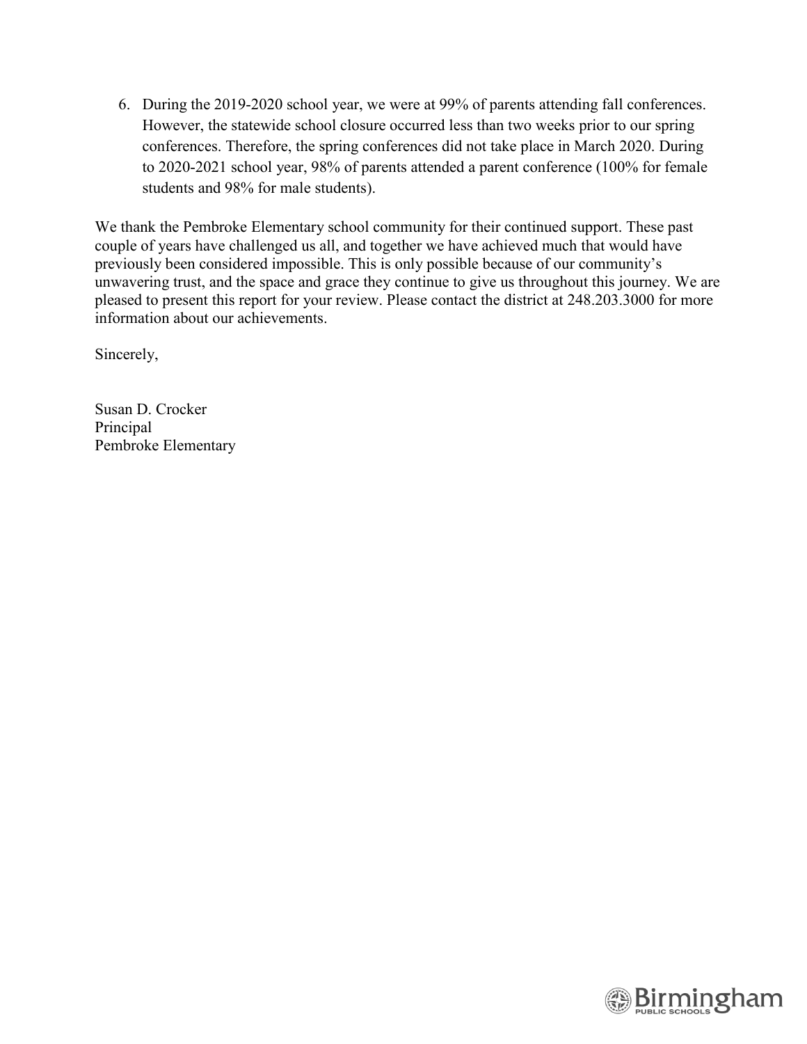6. During the 2019-2020 school year, we were at 99% of parents attending fall conferences. However, the statewide school closure occurred less than two weeks prior to our spring conferences. Therefore, the spring conferences did not take place in March 2020. During to 2020-2021 school year, 98% of parents attended a parent conference (100% for female students and 98% for male students).

We thank the Pembroke Elementary school community for their continued support. These past couple of years have challenged us all, and together we have achieved much that would have previously been considered impossible. This is only possible because of our community's unwavering trust, and the space and grace they continue to give us throughout this journey. We are pleased to present this report for your review. Please contact the district at 248.203.3000 for more information about our achievements.

Sincerely,

Susan D. Crocker
Principal
Pembroke Elementary